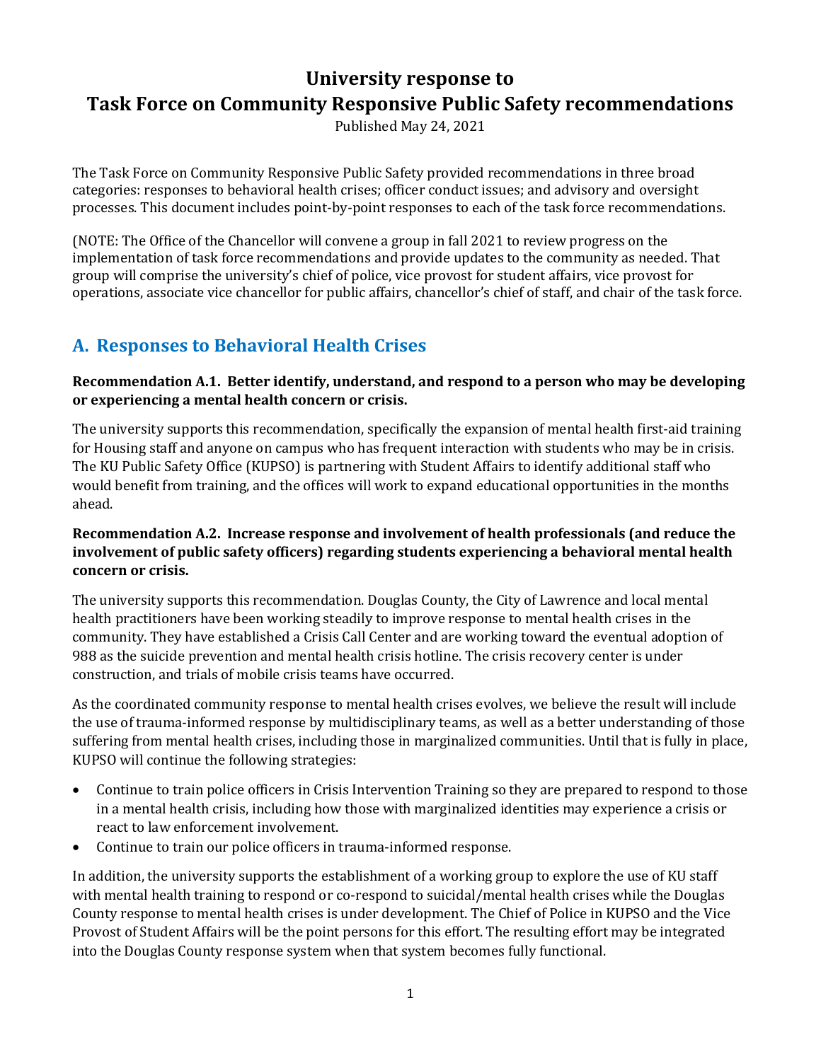# University response to Task Force on Community Responsive Public Safety recommendations

Published May 24, 2021

The Task Force on Community Responsive Public Safety provided recommendations in three broad categories: responses to behavioral health crises; officer conduct issues; and advisory and oversight processes. This document includes point-by-point responses to each of the task force recommendations.

(NOTE: The Office of the Chancellor will convene a group in fall 2021 to review progress on the implementation of task force recommendations and provide updates to the community as needed. That group will comprise the university's chief of police, vice provost for student affairs, vice provost for operations, associate vice chancellor for public affairs, chancellor's chief of staff, and chair of the task force.

## A. Responses to Behavioral Health Crises

**Recommendation A.1. Better identify, understand, and respond to a person who may be developing or experiencing a mental health concern or crisis.**

The university supports this recommendation, specifically the expansion of mental health first-aid training for Housing staff and anyone on campus who has frequent interaction with students who may be in crisis. The KU Public Safety Office (KUPSO) is partnering with Student Affairs to identify additional staff who would benefit from training, and the offices will work to expand educational opportunities in the months ahead.

**Recommendation A.2. Increase response and involvement of health professionals (and reduce the involvement of public safety officers) regarding students experiencing a behavioral mental health concern or crisis.**

The university supports this recommendation. Douglas County, the City of Lawrence and local mental health practitioners have been working steadily to improve response to mental health crises in the community. They have established a Crisis Call Center and are working toward the eventual adoption of 988 as the suicide prevention and mental health crisis hotline. The crisis recovery center is under construction, and trials of mobile crisis teams have occurred.

As the coordinated community response to mental health crises evolves, we believe the result will include the use of trauma-informed response by multidisciplinary teams, as well as a better understanding of those suffering from mental health crises, including those in marginalized communities. Until that is fully in place, KUPSO will continue the following strategies:

- Continue to train police officers in Crisis Intervention Training so they are prepared to respond to those in a mental health crisis, including how those with marginalized identities may experience a crisis or react to law enforcement involvement.
- Continue to train our police officers in trauma-informed response.

In addition, the university supports the establishment of a working group to explore the use of KU staff with mental health training to respond or co-respond to suicidal/mental health crises while the Douglas County response to mental health crises is under development. The Chief of Police in KUPSO and the Vice Provost of Student Affairs will be the point persons for this effort. The resulting effort may be integrated into the Douglas County response system when that system becomes fully functional.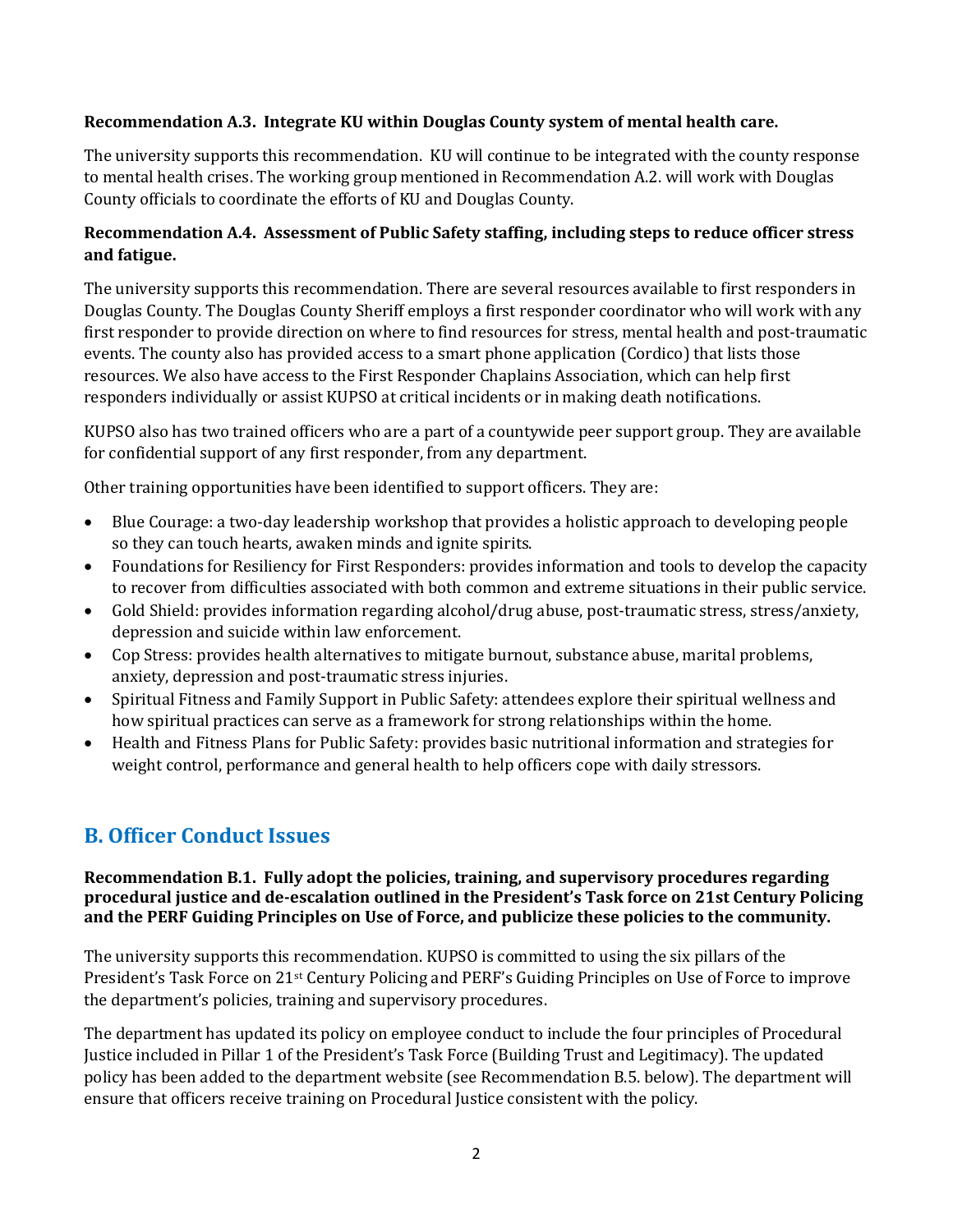**Recommendation A.3. Integrate KU within Douglas County system of mental health care.**

The university supports this recommendation. KU will continue to be integrated with the county response to mental health crises. The working group mentioned in Recommendation A.2. will work with Douglas County officials to coordinate the efforts of KU and Douglas County.

**Recommendation A.4. Assessment of Public Safety staffing, including steps to reduce officer stress and fatigue.**

The university supports this recommendation. There are several resources available to first responders in Douglas County. The Douglas County Sheriff employs a first responder coordinator who will work with any first responder to provide direction on where to find resources for stress, mental health and post-traumatic events. The county also has provided access to a smart phone application (Cordico) that lists those resources. We also have access to the First Responder Chaplains Association, which can help first responders individually or assist KUPSO at critical incidents or in making death notifications.

KUPSO also has two trained officers who are a part of a countywide peer support group. They are available for confidential support of any first responder, from any department.

Other training opportunities have been identified to support officers. They are:

- Blue Courage: a two-day leadership workshop that provides a holistic approach to developing people so they can touch hearts, awaken minds and ignite spirits.
- Foundations for Resiliency for First Responders: provides information and tools to develop the capacity to recover from difficulties associated with both common and extreme situations in their public service.
- Gold Shield: provides information regarding alcohol/drug abuse, post-traumatic stress, stress/anxiety, depression and suicide within law enforcement.
- Cop Stress: provides health alternatives to mitigate burnout, substance abuse, marital problems, anxiety, depression and post-traumatic stress injuries.
- Spiritual Fitness and Family Support in Public Safety: attendees explore their spiritual wellness and how spiritual practices can serve as a framework for strong relationships within the home.
- Health and Fitness Plans for Public Safety: provides basic nutritional information and strategies for weight control, performance and general health to help officers cope with daily stressors.

## B. Officer Conduct Issues

**Recommendation B.1. Fully adopt the policies, training, and supervisory procedures regarding procedural justice and de-escalation outlined in the President's Task force on 21st Century Policing and the PERF Guiding Principles on Use of Force, and publicize these policies to the community.**

The university supports this recommendation. KUPSO is committed to using the six pillars of the President's Task Force on 21st Century Policing and PERF's Guiding Principles on Use of Force to improve the department's policies, training and supervisory procedures.

The department has updated its policy on employee conduct to include the four principles of Procedural Justice included in Pillar 1 of the President's Task Force (Building Trust and Legitimacy). The updated policy has been added to the department website (see Recommendation B.5. below). The department will ensure that officers receive training on Procedural Justice consistent with the policy.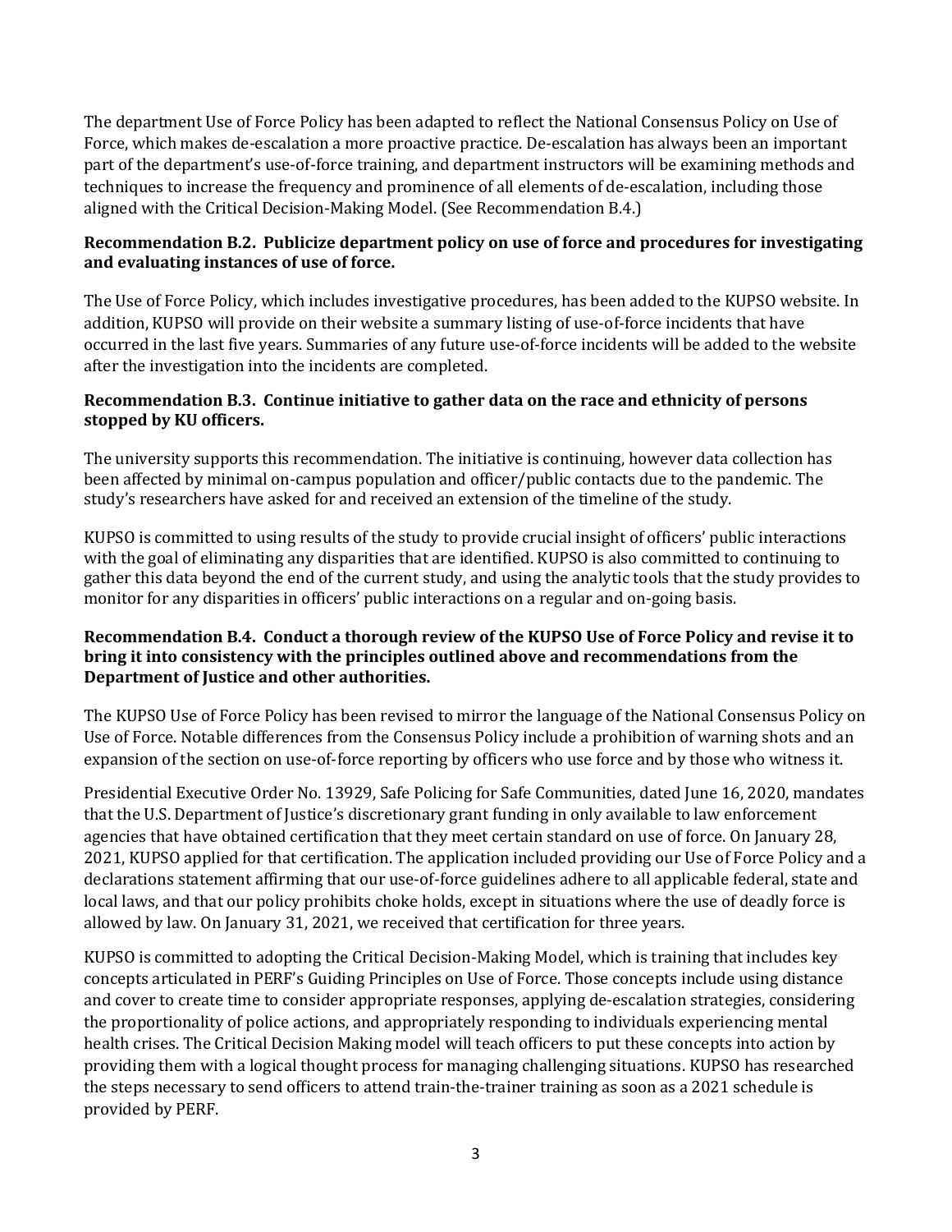The department Use of Force Policy has been adapted to reflect the National Consensus Policy on Use of Force, which makes de-escalation a more proactive practice. De-escalation has always been an important part of the department's use-of-force training, and department instructors will be examining methods and techniques to increase the frequency and prominence of all elements of de-escalation, including those aligned with the Critical Decision-Making Model. (See Recommendation B.4.)

**Recommendation B.2. Publicize department policy on use of force and procedures for investigating and evaluating instances of use of force.**

The Use of Force Policy, which includes investigative procedures, has been added to the KUPSO website. In addition, KUPSO will provide on their website a summary listing of use-of-force incidents that have occurred in the last five years. Summaries of any future use-of-force incidents will be added to the website after the investigation into the incidents are completed.

**Recommendation B.3. Continue initiative to gather data on the race and ethnicity of persons stopped by KU officers.**

The university supports this recommendation. The initiative is continuing, however data collection has been affected by minimal on-campus population and officer/public contacts due to the pandemic. The study's researchers have asked for and received an extension of the timeline of the study.

KUPSO is committed to using results of the study to provide crucial insight of officers' public interactions with the goal of eliminating any disparities that are identified. KUPSO is also committed to continuing to gather this data beyond the end of the current study, and using the analytic tools that the study provides to monitor for any disparities in officers' public interactions on a regular and on-going basis.

**Recommendation B.4. Conduct a thorough review of the KUPSO Use of Force Policy and revise it to bring it into consistency with the principles outlined above and recommendations from the Department of Justice and other authorities.**

The KUPSO Use of Force Policy has been revised to mirror the language of the National Consensus Policy on Use of Force. Notable differences from the Consensus Policy include a prohibition of warning shots and an expansion of the section on use-of-force reporting by officers who use force and by those who witness it.

Presidential Executive Order No. 13929, Safe Policing for Safe Communities, dated June 16, 2020, mandates that the U.S. Department of Justice's discretionary grant funding in only available to law enforcement agencies that have obtained certification that they meet certain standard on use of force. On January 28, 2021, KUPSO applied for that certification. The application included providing our Use of Force Policy and a declarations statement affirming that our use-of-force guidelines adhere to all applicable federal, state and local laws, and that our policy prohibits choke holds, except in situations where the use of deadly force is allowed by law. On January 31, 2021, we received that certification for three years.

KUPSO is committed to adopting the Critical Decision-Making Model, which is training that includes key concepts articulated in PERF's Guiding Principles on Use of Force. Those concepts include using distance and cover to create time to consider appropriate responses, applying de-escalation strategies, considering the proportionality of police actions, and appropriately responding to individuals experiencing mental health crises. The Critical Decision Making model will teach officers to put these concepts into action by providing them with a logical thought process for managing challenging situations. KUPSO has researched the steps necessary to send officers to attend train-the-trainer training as soon as a 2021 schedule is provided by PERF.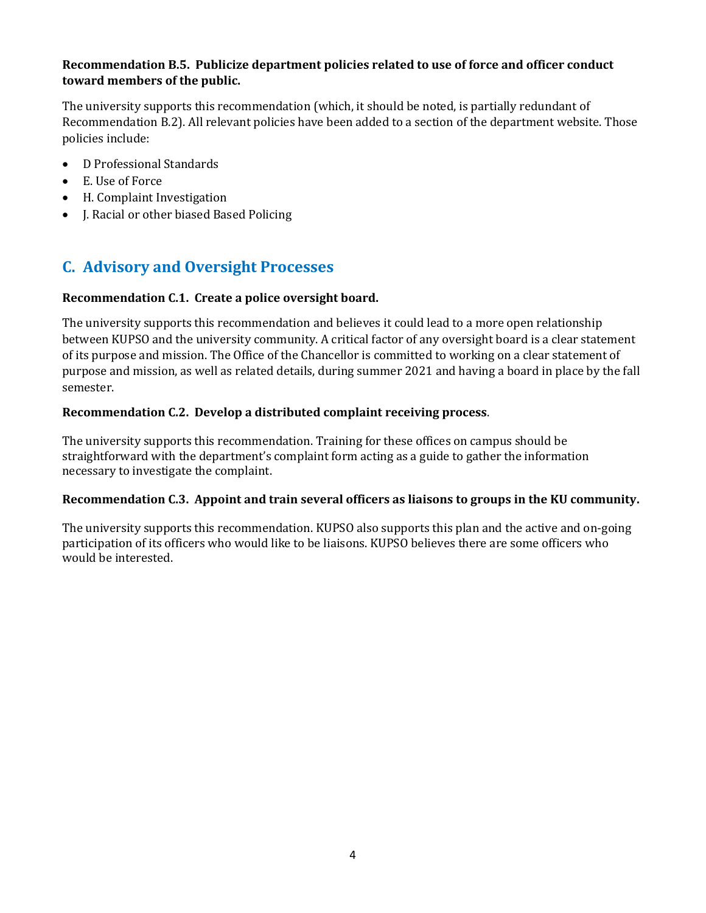**Recommendation B.5. Publicize department policies related to use of force and officer conduct toward members of the public.**

The university supports this recommendation (which, it should be noted, is partially redundant of Recommendation B.2). All relevant policies have been added to a section of the department website. Those policies include:

- D Professional Standards
- E. Use of Force
- H. Complaint Investigation
- J. Racial or other biased Based Policing

## C. Advisory and Oversight Processes

**Recommendation C.1. Create a police oversight board.**

The university supports this recommendation and believes it could lead to a more open relationship between KUPSO and the university community. A critical factor of any oversight board is a clear statement of its purpose and mission. The Office of the Chancellor is committed to working on a clear statement of purpose and mission, as well as related details, during summer 2021 and having a board in place by the fall semester.

**Recommendation C.2. Develop a distributed complaint receiving process**.

The university supports this recommendation. Training for these offices on campus should be straightforward with the department's complaint form acting as a guide to gather the information necessary to investigate the complaint.

**Recommendation C.3. Appoint and train several officers as liaisons to groups in the KU community.**

The university supports this recommendation. KUPSO also supports this plan and the active and on-going participation of its officers who would like to be liaisons. KUPSO believes there are some officers who would be interested.